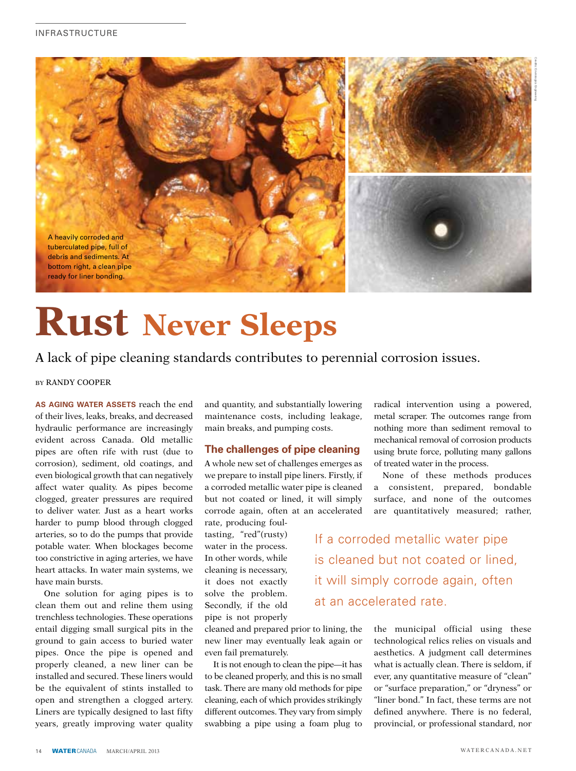A heavily corroded and tuberculated pipe, full of debris and sediments. At bottom right, a clean pipe ready for liner bonding.

# Rust Never Sleeps

A lack of pipe cleaning standards contributes to perennial corrosion issues.

BY RANDY COOPER

**AS AGING WATER ASSETS** reach the end of their lives, leaks, breaks, and decreased hydraulic performance are increasingly evident across Canada. Old metallic pipes are often rife with rust (due to corrosion), sediment, old coatings, and even biological growth that can negatively affect water quality. As pipes become clogged, greater pressures are required to deliver water. Just as a heart works harder to pump blood through clogged arteries, so to do the pumps that provide potable water. When blockages become too constrictive in aging arteries, we have heart attacks. In water main systems, we have main bursts.

One solution for aging pipes is to clean them out and reline them using trenchless technologies. These operations entail digging small surgical pits in the ground to gain access to buried water pipes. Once the pipe is opened and properly cleaned, a new liner can be installed and secured. These liners would be the equivalent of stints installed to open and strengthen a clogged artery. Liners are typically designed to last fifty years, greatly improving water quality and quantity, and substantially lowering maintenance costs, including leakage, main breaks, and pumping costs.

## The challenges of pipe cleaning

A whole new set of challenges emerges as we prepare to install pipe liners. Firstly, if a corroded metallic water pipe is cleaned but not coated or lined, it will simply corrode again, often at an accelerated rate, producing foul-tasting, "red"(rusty) water in the process. In other words, while cleaning is necessary, it does not exactly solve the problem. Secondly, if the old pipe is not properly cleaned and prepared prior to lining, the new liner may eventually leak again or even fail prematurely.

> If a corroded metallic water pipe is cleaned but not coated or lined, it will simply corrode again, often at an accelerated rate.

It is not enough to clean the pipe—it has to be cleaned properly, and this is no small task. There are many old methods for pipe cleaning, each of which provides strikingly different outcomes. They vary from simply swabbing a pipe using a foam plug to radical intervention using a powered, metal scraper. The outcomes range from nothing more than sediment removal to mechanical removal of corrosion products using brute force, polluting many gallons of treated water in the process.

None of these methods produces a consistent, prepared, bondable surface, and none of the outcomes are quantitatively measured; rather, the municipal official using these technological relics relies on visuals and aesthetics. A judgment call determines what is actually clean. There is seldom, if ever, any quantitative measure of "clean" or "surface preparation," or "dryness" or "liner bond." In fact, these terms are not defined anywhere. There is no federal, provincial, or professional standard, nor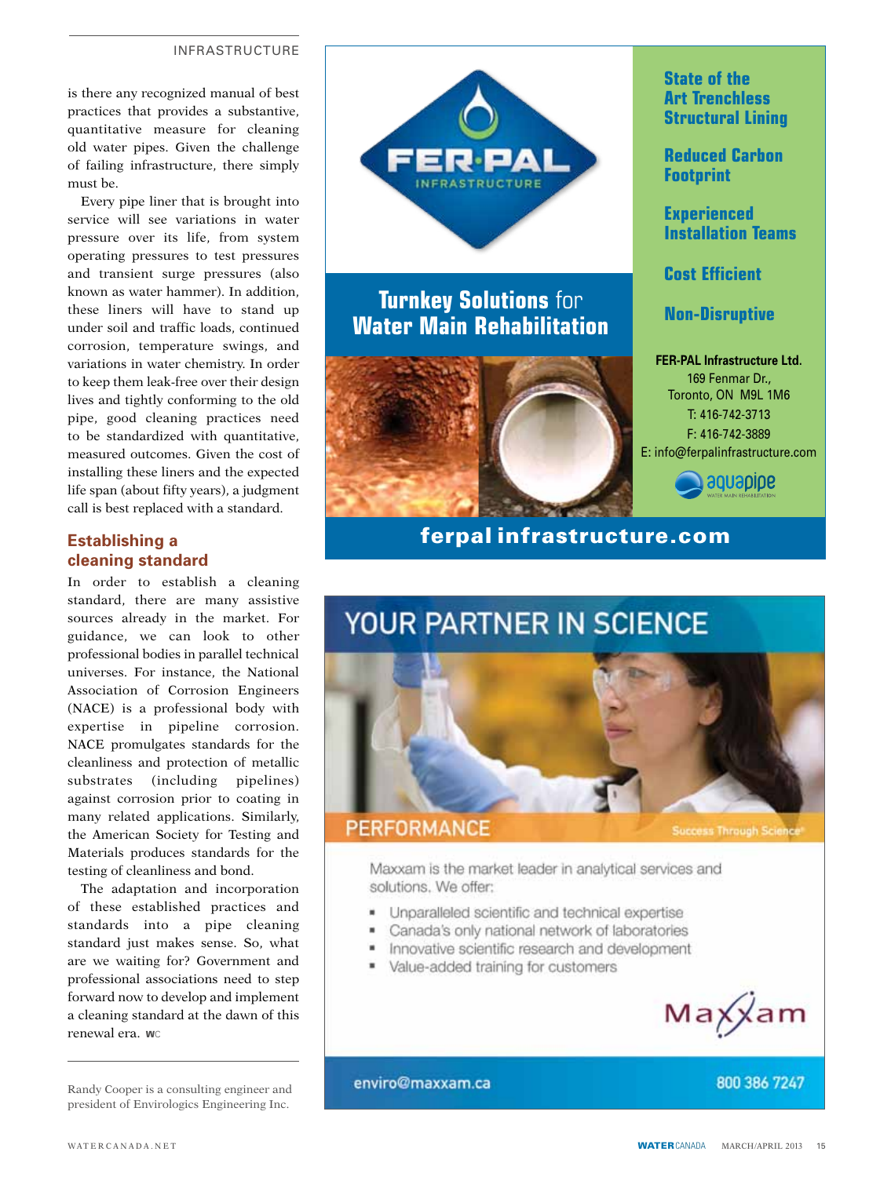is there any recognized manual of best practices that provides a substantive, quantitative measure for cleaning old water pipes. Given the challenge of failing infrastructure, there simply must be.

Every pipe liner that is brought into service will see variations in water pressure over its life, from system operating pressures to test pressures and transient surge pressures (also known as water hammer). In addition, these liners will have to stand up under soil and traffic loads, continued corrosion, temperature swings, and variations in water chemistry. In order to keep them leak-free over their design lives and tightly conforming to the old pipe, good cleaning practices need to be standardized with quantitative, measured outcomes. Given the cost of installing these liners and the expected life span (about fifty years), a judgment call is best replaced with a standard.

## Establishing a cleaning standard

In order to establish a cleaning standard, there are many assistive sources already in the market. For guidance, we can look to other professional bodies in parallel technical universes. For instance, the National Association of Corrosion Engineers (NACE) is a professional body with expertise in pipeline corrosion. NACE promulgates standards for the cleanliness and protection of metallic substrates (including pipelines) against corrosion prior to coating in many related applications. Similarly, the American Society for Testing and Materials produces standards for the testing of cleanliness and bond.

The adaptation and incorporation of these established practices and standards into a pipe cleaning standard just makes sense. So, what are we waiting for? Government and professional associations need to step forward now to develop and implement a cleaning standard at the dawn of this renewal era. WC

Randy Cooper is a consulting engineer and president of Envirologics Engineering Inc.

---

FER·PAL INFRASTRUCTURE

**Turnkey Solutions for Water Main Rehabilitation**

- **State of the Art Trenchless Structural Lining**
- **Reduced Carbon Footprint**
- **Experienced Installation Teams**
- **Cost Efficient**
- **Non-Disruptive**

**FER-PAL Infrastructure Ltd.**
169 Fenmar Dr.,
Toronto, ON M9L 1M6
T: 416-742-3713
F: 416-742-3889
E: info@ferpalinfrastructure.com

aquapipe WATER MAIN REHABILITATION

**ferpal infrastructure.com**

---

YOUR PARTNER IN SCIENCE

PERFORMANCE

Success Through Science®

Maxxam is the market leader in analytical services and solutions. We offer:

- Unparalleled scientific and technical expertise
- Canada's only national network of laboratories
- Innovative scientific research and development
- Value-added training for customers

Maxxam

enviro@maxxam.ca

800 386 7247